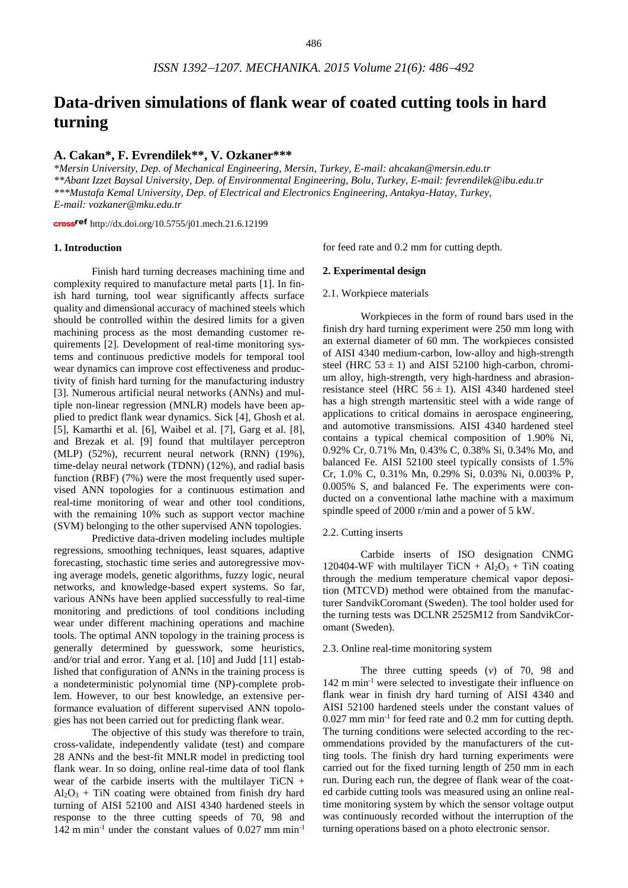# Data-driven simulations of flank wear of coated cutting tools in hard turning

## A. Cakan*, F. Evrendilek**, V. Ozkaner***

*\*Mersin University, Dep. of Mechanical Engineering, Mersin, Turkey, E-mail: ahcakan@mersin.edu.tr*
*\*\*Abant Izzet Baysal University, Dep. of Environmental Engineering, Bolu, Turkey, E-mail: fevrendilek@ibu.edu.tr*
*\*\*\*Mustafa Kemal University, Dep. of Electrical and Electronics Engineering, Antakya-Hatay, Turkey, E-mail: vozkaner@mku.edu.tr*

crossref http://dx.doi.org/10.5755/j01.mech.21.6.12199

### 1. Introduction

Finish hard turning decreases machining time and complexity required to manufacture metal parts [1]. In finish hard turning, tool wear significantly affects surface quality and dimensional accuracy of machined steels which should be controlled within the desired limits for a given machining process as the most demanding customer requirements [2]. Development of real-time monitoring systems and continuous predictive models for temporal tool wear dynamics can improve cost effectiveness and productivity of finish hard turning for the manufacturing industry [3]. Numerous artificial neural networks (ANNs) and multiple non-linear regression (MNLR) models have been applied to predict flank wear dynamics. Sick [4], Ghosh et al. [5], Kamarthi et al. [6], Waibel et al. [7], Garg et al. [8], and Brezak et al. [9] found that multilayer perceptron (MLP) (52%), recurrent neural network (RNN) (19%), time-delay neural network (TDNN) (12%), and radial basis function (RBF) (7%) were the most frequently used supervised ANN topologies for a continuous estimation and real-time monitoring of wear and other tool conditions, with the remaining 10% such as support vector machine (SVM) belonging to the other supervised ANN topologies.

Predictive data-driven modeling includes multiple regressions, smoothing techniques, least squares, adaptive forecasting, stochastic time series and autoregressive moving average models, genetic algorithms, fuzzy logic, neural networks, and knowledge-based expert systems. So far, various ANNs have been applied successfully to real-time monitoring and predictions of tool conditions including wear under different machining operations and machine tools. The optimal ANN topology in the training process is generally determined by guesswork, some heuristics, and/or trial and error. Yang et al. [10] and Judd [11] established that configuration of ANNs in the training process is a nondeterministic polynomial time (NP)-complete problem. However, to our best knowledge, an extensive performance evaluation of different supervised ANN topologies has not been carried out for predicting flank wear.

The objective of this study was therefore to train, cross-validate, independently validate (test) and compare 28 ANNs and the best-fit MNLR model in predicting tool flank wear. In so doing, online real-time data of tool flank wear of the carbide inserts with the multilayer TiCN + $Al_2O_3$ + TiN coating were obtained from finish dry hard turning of AISI 52100 and AISI 4340 hardened steels in response to the three cutting speeds of 70, 98 and 142 m min$^{-1}$ under the constant values of 0.027 mm min$^{-1}$ for feed rate and 0.2 mm for cutting depth.

### 2. Experimental design

#### 2.1. Workpiece materials

Workpieces in the form of round bars used in the finish dry hard turning experiment were 250 mm long with an external diameter of 60 mm. The workpieces consisted of AISI 4340 medium-carbon, low-alloy and high-strength steel (HRC 53 ± 1) and AISI 52100 high-carbon, chromium alloy, high-strength, very high-hardness and abrasion-resistance steel (HRC 56 ± 1). AISI 4340 hardened steel has a high strength martensitic steel with a wide range of applications to critical domains in aerospace engineering, and automotive transmissions. AISI 4340 hardened steel contains a typical chemical composition of 1.90% Ni, 0.92% Cr, 0.71% Mn, 0.43% C, 0.38% Si, 0.34% Mo, and balanced Fe. AISI 52100 steel typically consists of 1.5% Cr, 1.0% C, 0.31% Mn, 0.29% Si, 0.03% Ni, 0.003% P, 0.005% S, and balanced Fe. The experiments were conducted on a conventional lathe machine with a maximum spindle speed of 2000 r/min and a power of 5 kW.

#### 2.2. Cutting inserts

Carbide inserts of ISO designation CNMG 120404-WF with multilayer TiCN + $Al_2O_3$ + TiN coating through the medium temperature chemical vapor deposition (MTCVD) method were obtained from the manufacturer SandvikCoromant (Sweden). The tool holder used for the turning tests was DCLNR 2525M12 from SandvikCoromant (Sweden).

#### 2.3. Online real-time monitoring system

The three cutting speeds ($v$) of 70, 98 and 142 m min$^{-1}$ were selected to investigate their influence on flank wear in finish dry hard turning of AISI 4340 and AISI 52100 hardened steels under the constant values of 0.027 mm min$^{-1}$ for feed rate and 0.2 mm for cutting depth. The turning conditions were selected according to the recommendations provided by the manufacturers of the cutting tools. The finish dry hard turning experiments were carried out for the fixed turning length of 250 mm in each run. During each run, the degree of flank wear of the coated carbide cutting tools was measured using an online real-time monitoring system by which the sensor voltage output was continuously recorded without the interruption of the turning operations based on a photo electronic sensor.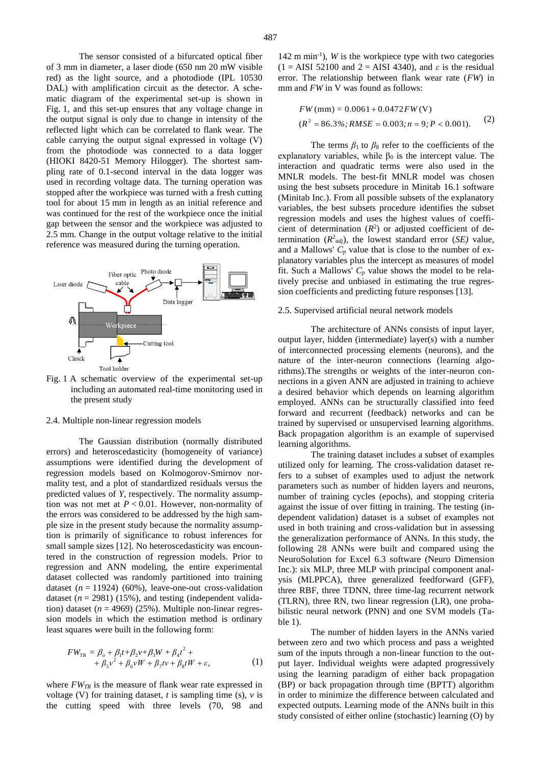The sensor consisted of a bifurcated optical fiber of 3 mm in diameter, a laser diode (650 nm 20 mW visible red) as the light source, and a photodiode (IPL 10530 DAL) with amplification circuit as the detector. A schematic diagram of the experimental set-up is shown in Fig. 1, and this set-up ensures that any voltage change in the output signal is only due to change in intensity of the reflected light which can be correlated to flank wear. The cable carrying the output signal expressed in voltage (V) from the photodiode was connected to a data logger (HIOKI 8420-51 Memory Hilogger). The shortest sampling rate of 0.1-second interval in the data logger was used in recording voltage data. The turning operation was stopped after the workpiece was turned with a fresh cutting tool for about 15 mm in length as an initial reference and was continued for the rest of the workpiece once the initial gap between the sensor and the workpiece was adjusted to 2.5 mm. Change in the output voltage relative to the initial reference was measured during the turning operation.

Fig. 1 A schematic overview of the experimental set-up including an automated real-time monitoring used in the present study

### 2.4. Multiple non-linear regression models

The Gaussian distribution (normally distributed errors) and heteroscedasticity (homogeneity of variance) assumptions were identified during the development of regression models based on Kolmogorov-Smirnov normality test, and a plot of standardized residuals versus the predicted values of $Y$, respectively. The normality assumption was not met at $P < 0.01$. However, non-normality of the errors was considered to be addressed by the high sample size in the present study because the normality assumption is primarily of significance to robust inferences for small sample sizes [12]. No heteroscedasticity was encountered in the construction of regression models. Prior to regression and ANN modeling, the entire experimental dataset collected was randomly partitioned into training dataset ($n$ = 11924) (60%), leave-one-out cross-validation dataset ($n$ = 2981) (15%), and testing (independent validation) dataset ($n$ = 4969) (25%). Multiple non-linear regression models in which the estimation method is ordinary least squares were built in the following form:

$$FW_{TR} = \beta_o + \beta_1 t + \beta_2 v + \beta_3 W + \beta_4 t^2 + \beta_5 v^2 + \beta_6 vW + \beta_7 tv + \beta_8 tW + \varepsilon, \quad (1)$$

where $FW_{TR}$ is the measure of flank wear rate expressed in voltage (V) for training dataset, $t$ is sampling time (s), $v$ is the cutting speed with three levels (70, 98 and 142 m min$^{-1}$), $W$ is the workpiece type with two categories (1 = AISI 52100 and 2 = AISI 4340), and $\varepsilon$ is the residual error. The relationship between flank wear rate ($FW$) in mm and $FW$ in V was found as follows:

$$FW\,(\text{mm}) = 0.0061 + 0.0472\,FW\,(\text{V})$$
$$(R^2 = 86.3\%;\ RMSE = 0.003;\ n = 9;\ P < 0.001). \quad (2)$$

The terms $\beta_1$ to $\beta_8$ refer to the coefficients of the explanatory variables, while $\beta_0$ is the intercept value. The interaction and quadratic terms were also used in the MNLR models. The best-fit MNLR model was chosen using the best subsets procedure in Minitab 16.1 software (Minitab Inc.). From all possible subsets of the explanatory variables, the best subsets procedure identifies the subset regression models and uses the highest values of coefficient of determination ($R^2$) or adjusted coefficient of determination ($R^2_{adj}$), the lowest standard error ($SE$) value, and a Mallows' $C_p$ value that is close to the number of explanatory variables plus the intercept as measures of model fit. Such a Mallows' $C_p$ value shows the model to be relatively precise and unbiased in estimating the true regression coefficients and predicting future responses [13].

### 2.5. Supervised artificial neural network models

The architecture of ANNs consists of input layer, output layer, hidden (intermediate) layer(s) with a number of interconnected processing elements (neurons), and the nature of the inter-neuron connections (learning algorithms).The strengths or weights of the inter-neuron connections in a given ANN are adjusted in training to achieve a desired behavior which depends on learning algorithm employed. ANNs can be structurally classified into feed forward and recurrent (feedback) networks and can be trained by supervised or unsupervised learning algorithms. Back propagation algorithm is an example of supervised learning algorithms.

The training dataset includes a subset of examples utilized only for learning. The cross-validation dataset refers to a subset of examples used to adjust the network parameters such as number of hidden layers and neurons, number of training cycles (epochs), and stopping criteria against the issue of over fitting in training. The testing (independent validation) dataset is a subset of examples not used in both training and cross-validation but in assessing the generalization performance of ANNs. In this study, the following 28 ANNs were built and compared using the NeuroSolution for Excel 6.3 software (Neuro Dimension Inc.): six MLP, three MLP with principal component analysis (MLPPCA), three generalized feedforward (GFF), three RBF, three TDNN, three time-lag recurrent network (TLRN), three RN, two linear regression (LR), one probabilistic neural network (PNN) and one SVM models (Table 1).

The number of hidden layers in the ANNs varied between zero and two which process and pass a weighted sum of the inputs through a non-linear function to the output layer. Individual weights were adapted progressively using the learning paradigm of either back propagation (BP) or back propagation through time (BPTT) algorithm in order to minimize the difference between calculated and expected outputs. Learning mode of the ANNs built in this study consisted of either online (stochastic) learning (O) by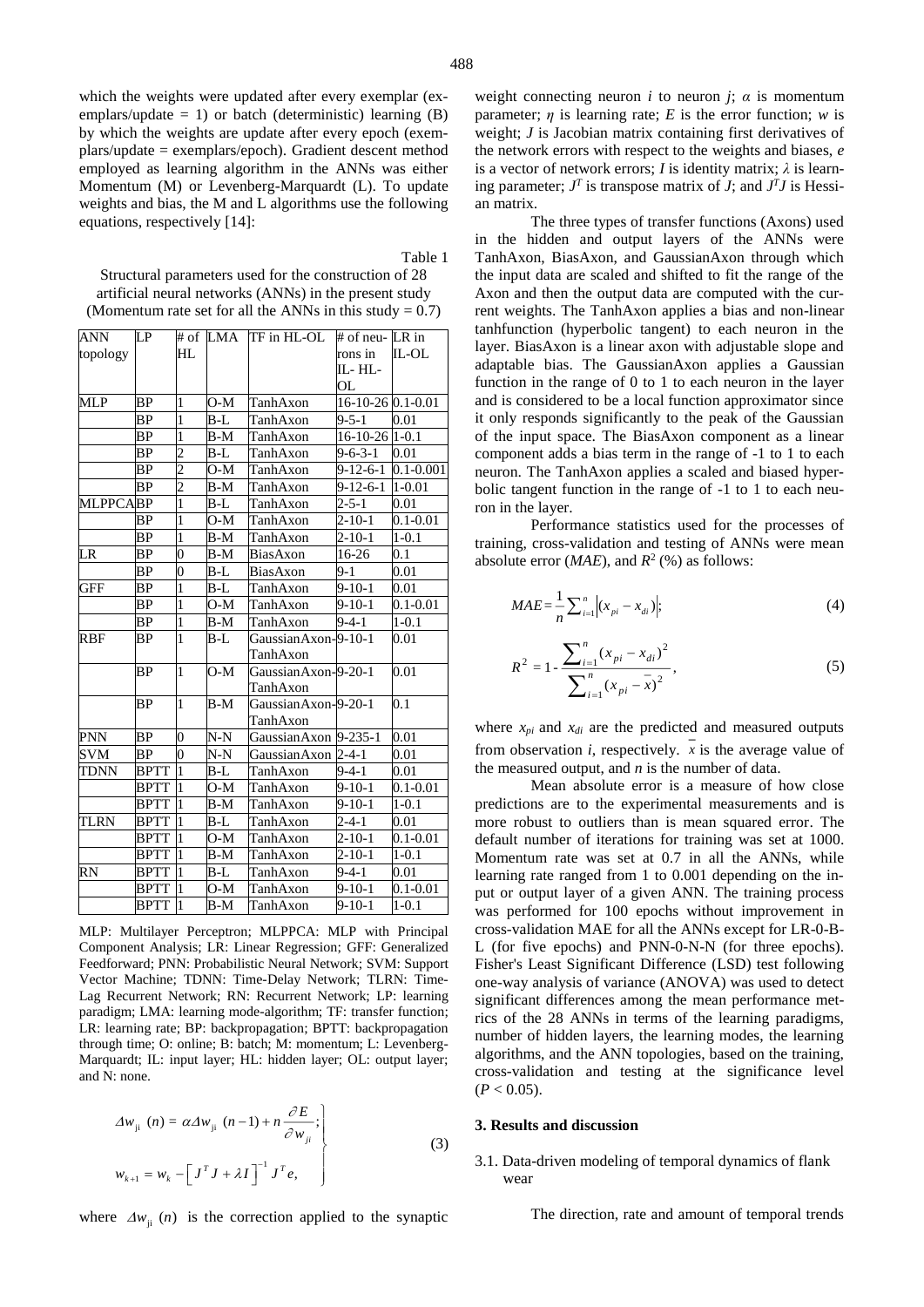which the weights were updated after every exemplar (exemplars/update = 1) or batch (deterministic) learning (B) by which the weights are update after every epoch (exemplars/update = exemplars/epoch). Gradient descent method employed as learning algorithm in the ANNs was either Momentum (M) or Levenberg-Marquardt (L). To update weights and bias, the M and L algorithms use the following equations, respectively [14]:

Table 1

Structural parameters used for the construction of 28 artificial neural networks (ANNs) in the present study (Momentum rate set for all the ANNs in this study = 0.7)

| ANN topology | LP | # of HL | LMA | TF in HL-OL | # of neurons in IL-HL-OL | LR in IL-OL |
|---|---|---|---|---|---|---|
| MLP | BP | 1 | O-M | TanhAxon | 16-10-26 | 0.1-0.01 |
| | BP | 1 | B-L | TanhAxon | 9-5-1 | 0.01 |
| | BP | 1 | B-M | TanhAxon | 16-10-26 | 1-0.1 |
| | BP | 2 | B-L | TanhAxon | 9-6-3-1 | 0.01 |
| | BP | 2 | O-M | TanhAxon | 9-12-6-1 | 0.1-0.001 |
| | BP | 2 | B-M | TanhAxon | 9-12-6-1 | 1-0.01 |
| MLPPCA | BP | 1 | B-L | TanhAxon | 2-5-1 | 0.01 |
| | BP | 1 | O-M | TanhAxon | 2-10-1 | 0.1-0.01 |
| | BP | 1 | B-M | TanhAxon | 2-10-1 | 1-0.1 |
| LR | BP | 0 | B-M | BiasAxon | 16-26 | 0.1 |
| | BP | 0 | B-L | BiasAxon | 9-1 | 0.01 |
| GFF | BP | 1 | B-L | TanhAxon | 9-10-1 | 0.01 |
| | BP | 1 | O-M | TanhAxon | 9-10-1 | 0.1-0.01 |
| | BP | 1 | B-M | TanhAxon | 9-4-1 | 1-0.1 |
| RBF | BP | 1 | B-L | GaussianAxon-TanhAxon | 9-10-1 | 0.01 |
| | BP | 1 | O-M | GaussianAxon-TanhAxon | 9-20-1 | 0.01 |
| | BP | 1 | B-M | GaussianAxon-TanhAxon | 9-20-1 | 0.1 |
| PNN | BP | 0 | N-N | GaussianAxon | 9-235-1 | 0.01 |
| SVM | BP | 0 | N-N | GaussianAxon | 2-4-1 | 0.01 |
| TDNN | BPTT | 1 | B-L | TanhAxon | 9-4-1 | 0.01 |
| | BPTT | 1 | O-M | TanhAxon | 9-10-1 | 0.1-0.01 |
| | BPTT | 1 | B-M | TanhAxon | 9-10-1 | 1-0.1 |
| TLRN | BPTT | 1 | B-L | TanhAxon | 2-4-1 | 0.01 |
| | BPTT | 1 | O-M | TanhAxon | 2-10-1 | 0.1-0.01 |
| | BPTT | 1 | B-M | TanhAxon | 2-10-1 | 1-0.1 |
| RN | BPTT | 1 | B-L | TanhAxon | 9-4-1 | 0.01 |
| | BPTT | 1 | O-M | TanhAxon | 9-10-1 | 0.1-0.01 |
| | BPTT | 1 | B-M | TanhAxon | 9-10-1 | 1-0.1 |

MLP: Multilayer Perceptron; MLPPCA: MLP with Principal Component Analysis; LR: Linear Regression; GFF: Generalized Feedforward; PNN: Probabilistic Neural Network; SVM: Support Vector Machine; TDNN: Time-Delay Network; TLRN: Time-Lag Recurrent Network; RN: Recurrent Network; LP: learning paradigm; LMA: learning mode-algorithm; TF: transfer function; LR: learning rate; BP: backpropagation; BPTT: backpropagation through time; O: online; B: batch; M: momentum; L: Levenberg-Marquardt; IL: input layer; HL: hidden layer; OL: output layer; and N: none.

$$\left.\begin{aligned} \Delta w_{ji}(n) &= \alpha \Delta w_{ji}(n-1) + n\frac{\partial E}{\partial w_{ji}}; \\ w_{k+1} &= w_k - \left[J^T J + \lambda I\right]^{-1} J^T e, \end{aligned}\right\} \tag{3}$$

where $\Delta w_{ji}(n)$ is the correction applied to the synaptic weight connecting neuron $i$ to neuron $j$; $\alpha$ is momentum parameter; $\eta$ is learning rate; $E$ is the error function; $w$ is weight; $J$ is Jacobian matrix containing first derivatives of the network errors with respect to the weights and biases, $e$ is a vector of network errors; $I$ is identity matrix; $\lambda$ is learning parameter; $J^T$ is transpose matrix of $J$; and $J^TJ$ is Hessian matrix.

The three types of transfer functions (Axons) used in the hidden and output layers of the ANNs were TanhAxon, BiasAxon, and GaussianAxon through which the input data are scaled and shifted to fit the range of the Axon and then the output data are computed with the current weights. The TanhAxon applies a bias and non-linear tanhfunction (hyperbolic tangent) to each neuron in the layer. BiasAxon is a linear axon with adjustable slope and adaptable bias. The GaussianAxon applies a Gaussian function in the range of 0 to 1 to each neuron in the layer and is considered to be a local function approximator since it only responds significantly to the peak of the Gaussian of the input space. The BiasAxon component as a linear component adds a bias term in the range of -1 to 1 to each neuron. The TanhAxon applies a scaled and biased hyperbolic tangent function in the range of -1 to 1 to each neuron in the layer.

Performance statistics used for the processes of training, cross-validation and testing of ANNs were mean absolute error (*MAE*), and $R^2$ (%) as follows:

$$MAE = \frac{1}{n}\sum_{i=1}^{n}\left|(x_{pi} - x_{di})\right|; \tag{4}$$

$$R^2 = 1 - \frac{\sum_{i=1}^{n}(x_{pi} - x_{di})^2}{\sum_{i=1}^{n}(x_{pi} - \bar{x})^2}, \tag{5}$$

where $x_{pi}$ and $x_{di}$ are the predicted and measured outputs from observation $i$, respectively. $\bar{x}$ is the average value of the measured output, and $n$ is the number of data.

Mean absolute error is a measure of how close predictions are to the experimental measurements and is more robust to outliers than is mean squared error. The default number of iterations for training was set at 1000. Momentum rate was set at 0.7 in all the ANNs, while learning rate ranged from 1 to 0.001 depending on the input or output layer of a given ANN. The training process was performed for 100 epochs without improvement in cross-validation MAE for all the ANNs except for LR-0-B-L (for five epochs) and PNN-0-N-N (for three epochs). Fisher's Least Significant Difference (LSD) test following one-way analysis of variance (ANOVA) was used to detect significant differences among the mean performance metrics of the 28 ANNs in terms of the learning paradigms, number of hidden layers, the learning modes, the learning algorithms, and the ANN topologies, based on the training, cross-validation and testing at the significance level ($P < 0.05$).

## 3. Results and discussion

### 3.1. Data-driven modeling of temporal dynamics of flank wear

The direction, rate and amount of temporal trends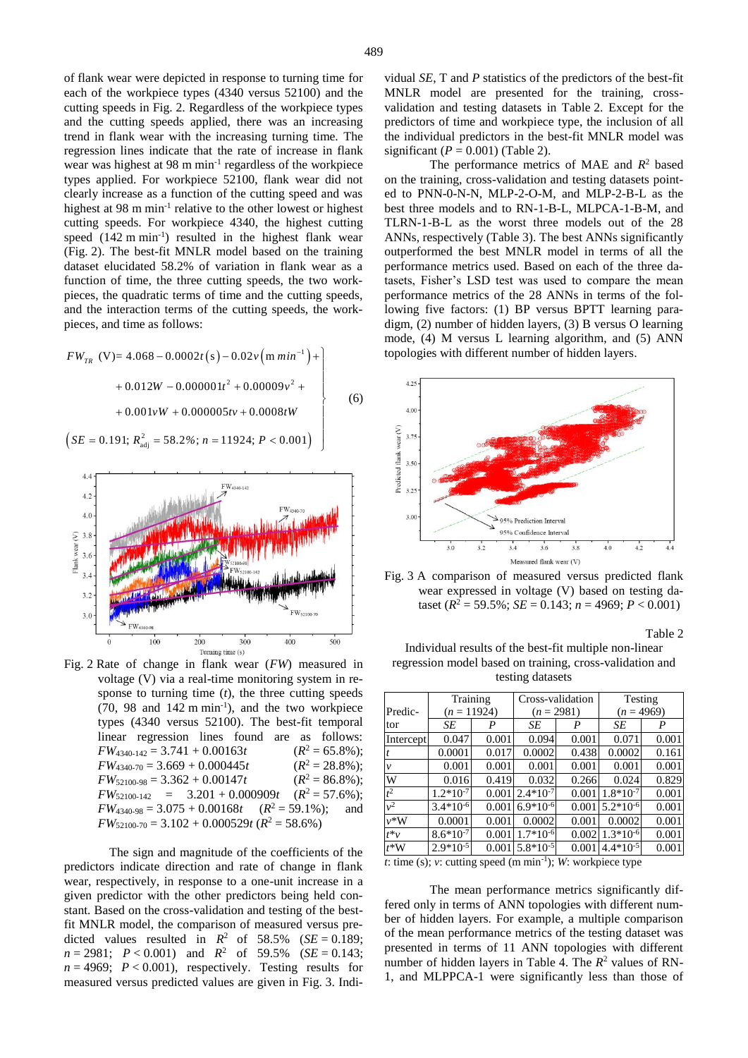of flank wear were depicted in response to turning time for each of the workpiece types (4340 versus 52100) and the cutting speeds in Fig. 2. Regardless of the workpiece types and the cutting speeds applied, there was an increasing trend in flank wear with the increasing turning time. The regression lines indicate that the rate of increase in flank wear was highest at 98 m min$^{-1}$ regardless of the workpiece types applied. For workpiece 52100, flank wear did not clearly increase as a function of the cutting speed and was highest at 98 m min$^{-1}$ relative to the other lowest or highest cutting speeds. For workpiece 4340, the highest cutting speed (142 m min$^{-1}$) resulted in the highest flank wear (Fig. 2). The best-fit MNLR model based on the training dataset elucidated 58.2% of variation in flank wear as a function of time, the three cutting speeds, the two workpieces, the quadratic terms of time and the cutting speeds, and the interaction terms of the cutting speeds, the workpieces, and time as follows:

$$\left.\begin{aligned} FW_{TR}\ (\text{V}) &= 4.068 - 0.0002t(\text{s}) - 0.02v\left(\text{m}\ min^{-1}\right) + \\ &+ 0.012W - 0.000001t^2 + 0.00009v^2 + \\ &+ 0.001vW + 0.000005tv + 0.0008tW \\ \left(SE = 0.191;\ R^2_{\text{adj}}\right. &= 58.2\%;\ n = 11924;\ P < 0.001\big) \end{aligned}\right\} \quad (6)$$

Fig. 2 Rate of change in flank wear (*FW*) measured in voltage (V) via a real-time monitoring system in response to turning time ($t$), the three cutting speeds (70, 98 and 142 m min$^{-1}$), and the two workpiece types (4340 versus 52100). The best-fit temporal linear regression lines found are as follows: $FW_{4340\text{-}142} = 3.741 + 0.00163t$ ($R^2 = 65.8\%$); $FW_{4340\text{-}70} = 3.669 + 0.000445t$ ($R^2 = 28.8\%$); $FW_{52100\text{-}98} = 3.362 + 0.00147t$ ($R^2 = 86.8\%$); $FW_{52100\text{-}142} = 3.201 + 0.000909t$ ($R^2 = 57.6\%$); $FW_{4340\text{-}98} = 3.075 + 0.00168t$ ($R^2 = 59.1\%$); and $FW_{52100\text{-}70} = 3.102 + 0.000529t$ ($R^2 = 58.6\%$)

The sign and magnitude of the coefficients of the predictors indicate direction and rate of change in flank wear, respectively, in response to a one-unit increase in a given predictor with the other predictors being held constant. Based on the cross-validation and testing of the best-fit MNLR model, the comparison of measured versus predicted values resulted in $R^2$ of 58.5% ($SE = 0.189$; $n = 2981$; $P < 0.001$) and $R^2$ of 59.5% ($SE = 0.143$; $n = 4969$; $P < 0.001$), respectively. Testing results for measured versus predicted values are given in Fig. 3. Individual *SE*, T and *P* statistics of the predictors of the best-fit MNLR model are presented for the training, cross-validation and testing datasets in Table 2. Except for the predictors of time and workpiece type, the inclusion of all the individual predictors in the best-fit MNLR model was significant ($P = 0.001$) (Table 2).

The performance metrics of MAE and $R^2$ based on the training, cross-validation and testing datasets pointed to PNN-0-N-N, MLP-2-O-M, and MLP-2-B-L as the best three models and to RN-1-B-L, MLPCA-1-B-M, and TLRN-1-B-L as the worst three models out of the 28 ANNs, respectively (Table 3). The best ANNs significantly outperformed the best MNLR model in terms of all the performance metrics used. Based on each of the three datasets, Fisher's LSD test was used to compare the mean performance metrics of the 28 ANNs in terms of the following five factors: (1) BP versus BPTT learning paradigm, (2) number of hidden layers, (3) B versus O learning mode, (4) M versus L learning algorithm, and (5) ANN topologies with different number of hidden layers.

Fig. 3 A comparison of measured versus predicted flank wear expressed in voltage (V) based on testing dataset ($R^2 = 59.5\%$; $SE = 0.143$; $n = 4969$; $P < 0.001$)

Table 2
Individual results of the best-fit multiple non-linear regression model based on training, cross-validation and testing datasets

| Predictor | Training ($n = 11924$) | | Cross-validation ($n = 2981$) | | Testing ($n = 4969$) | |
|---|---|---|---|---|---|---|
| | *SE* | *P* | *SE* | *P* | *SE* | *P* |
| Intercept | 0.047 | 0.001 | 0.094 | 0.001 | 0.071 | 0.001 |
| $t$ | 0.0001 | 0.017 | 0.0002 | 0.438 | 0.0002 | 0.161 |
| $v$ | 0.001 | 0.001 | 0.001 | 0.001 | 0.001 | 0.001 |
| W | 0.016 | 0.419 | 0.032 | 0.266 | 0.024 | 0.829 |
| $t^2$ | $1.2{*}10^{-7}$ | 0.001 | $2.4{*}10^{-7}$ | 0.001 | $1.8{*}10^{-7}$ | 0.001 |
| $v^2$ | $3.4{*}10^{-6}$ | 0.001 | $6.9{*}10^{-6}$ | 0.001 | $5.2{*}10^{-6}$ | 0.001 |
| $v$*W | 0.0001 | 0.001 | 0.0002 | 0.001 | 0.0002 | 0.001 |
| $t$*$v$ | $8.6{*}10^{-7}$ | 0.001 | $1.7{*}10^{-6}$ | 0.002 | $1.3{*}10^{-6}$ | 0.001 |
| $t$*W | $2.9{*}10^{-5}$ | 0.001 | $5.8{*}10^{-5}$ | 0.001 | $4.4{*}10^{-5}$ | 0.001 |

$t$: time (s); $v$: cutting speed (m min$^{-1}$); $W$: workpiece type

The mean performance metrics significantly differed only in terms of ANN topologies with different number of hidden layers. For example, a multiple comparison of the mean performance metrics of the testing dataset was presented in terms of 11 ANN topologies with different number of hidden layers in Table 4. The $R^2$ values of RN-1, and MLPPCA-1 were significantly less than those of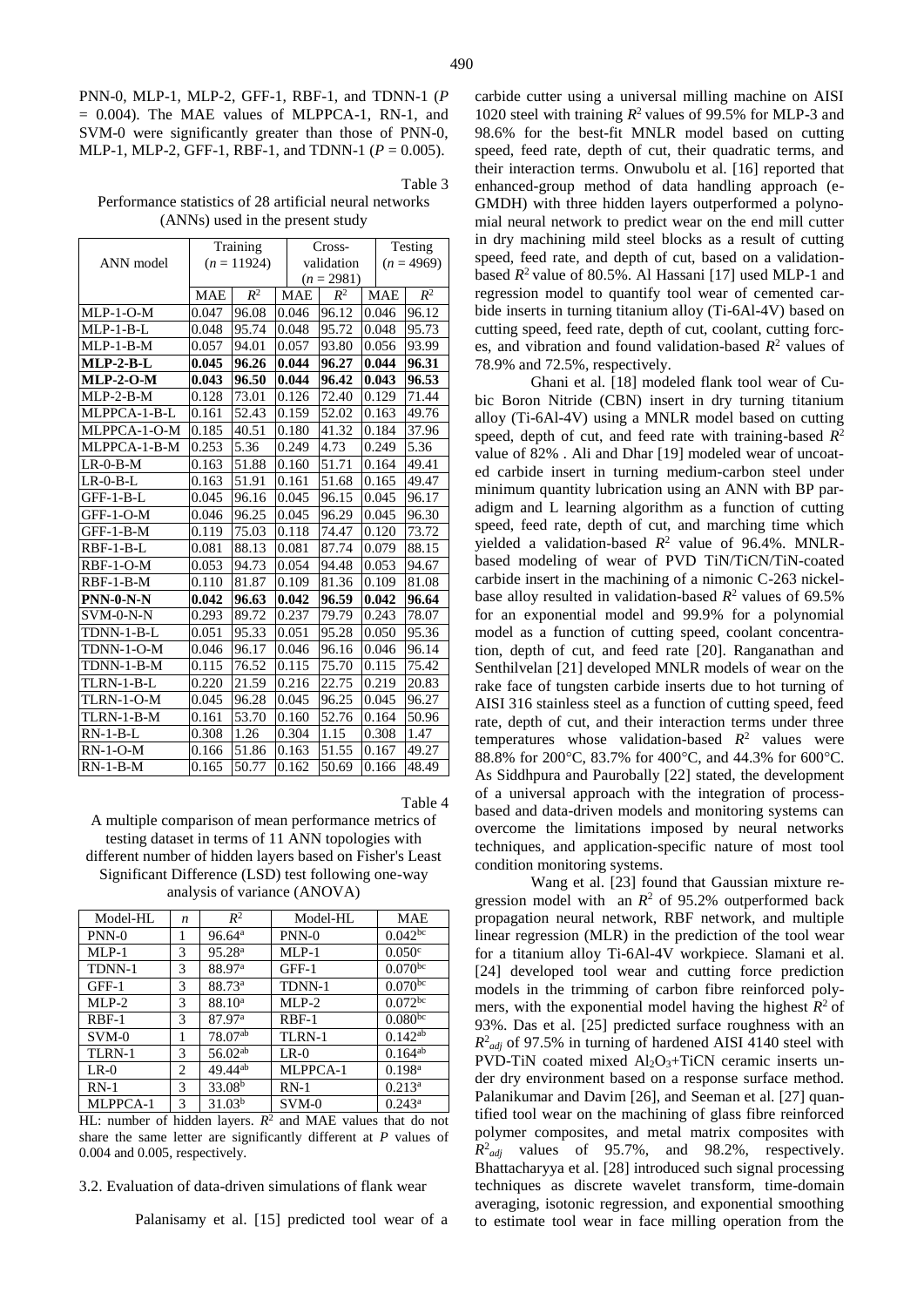PNN-0, MLP-1, MLP-2, GFF-1, RBF-1, and TDNN-1 ($P$ = 0.004). The MAE values of MLPPCA-1, RN-1, and SVM-0 were significantly greater than those of PNN-0, MLP-1, MLP-2, GFF-1, RBF-1, and TDNN-1 ($P$ = 0.005).

Table 3

Performance statistics of 28 artificial neural networks (ANNs) used in the present study

| ANN model | Training ($n$ = 11924) | | Cross-validation ($n$ = 2981) | | Testing ($n$ = 4969) | |
|---|---|---|---|---|---|---|
| | MAE | $R^2$ | MAE | $R^2$ | MAE | $R^2$ |
| MLP-1-O-M | 0.047 | 96.08 | 0.046 | 96.12 | 0.046 | 96.12 |
| MLP-1-B-L | 0.048 | 95.74 | 0.048 | 95.72 | 0.048 | 95.73 |
| MLP-1-B-M | 0.057 | 94.01 | 0.057 | 93.80 | 0.056 | 93.99 |
| **MLP-2-B-L** | **0.045** | **96.26** | **0.044** | **96.27** | **0.044** | **96.31** |
| **MLP-2-O-M** | **0.043** | **96.50** | **0.044** | **96.42** | **0.043** | **96.53** |
| MLP-2-B-M | 0.128 | 73.01 | 0.126 | 72.40 | 0.129 | 71.44 |
| MLPPCA-1-B-L | 0.161 | 52.43 | 0.159 | 52.02 | 0.163 | 49.76 |
| MLPPCA-1-O-M | 0.185 | 40.51 | 0.180 | 41.32 | 0.184 | 37.96 |
| MLPPCA-1-B-M | 0.253 | 5.36 | 0.249 | 4.73 | 0.249 | 5.36 |
| LR-0-B-M | 0.163 | 51.88 | 0.160 | 51.71 | 0.164 | 49.41 |
| LR-0-B-L | 0.163 | 51.91 | 0.161 | 51.68 | 0.165 | 49.47 |
| GFF-1-B-L | 0.045 | 96.16 | 0.045 | 96.15 | 0.045 | 96.17 |
| GFF-1-O-M | 0.046 | 96.25 | 0.045 | 96.29 | 0.045 | 96.30 |
| GFF-1-B-M | 0.119 | 75.03 | 0.118 | 74.47 | 0.120 | 73.72 |
| RBF-1-B-L | 0.081 | 88.13 | 0.081 | 87.74 | 0.079 | 88.15 |
| RBF-1-O-M | 0.053 | 94.73 | 0.054 | 94.48 | 0.053 | 94.67 |
| RBF-1-B-M | 0.110 | 81.87 | 0.109 | 81.36 | 0.109 | 81.08 |
| **PNN-0-N-N** | **0.042** | **96.63** | **0.042** | **96.59** | **0.042** | **96.64** |
| SVM-0-N-N | 0.293 | 89.72 | 0.237 | 79.79 | 0.243 | 78.07 |
| TDNN-1-B-L | 0.051 | 95.33 | 0.051 | 95.28 | 0.050 | 95.36 |
| TDNN-1-O-M | 0.046 | 96.17 | 0.046 | 96.16 | 0.046 | 96.14 |
| TDNN-1-B-M | 0.115 | 76.52 | 0.115 | 75.70 | 0.115 | 75.42 |
| TLRN-1-B-L | 0.220 | 21.59 | 0.216 | 22.75 | 0.219 | 20.83 |
| TLRN-1-O-M | 0.045 | 96.28 | 0.045 | 96.25 | 0.045 | 96.27 |
| TLRN-1-B-M | 0.161 | 53.70 | 0.160 | 52.76 | 0.164 | 50.96 |
| RN-1-B-L | 0.308 | 1.26 | 0.304 | 1.15 | 0.308 | 1.47 |
| RN-1-O-M | 0.166 | 51.86 | 0.163 | 51.55 | 0.167 | 49.27 |
| RN-1-B-M | 0.165 | 50.77 | 0.162 | 50.69 | 0.166 | 48.49 |

Table 4

A multiple comparison of mean performance metrics of testing dataset in terms of 11 ANN topologies with different number of hidden layers based on Fisher's Least Significant Difference (LSD) test following one-way analysis of variance (ANOVA)

| Model-HL | $n$ | $R^2$ | Model-HL | MAE |
|---|---|---|---|---|
| PNN-0 | 1 | $96.64^{a}$ | PNN-0 | $0.042^{bc}$ |
| MLP-1 | 3 | $95.28^{a}$ | MLP-1 | $0.050^{c}$ |
| TDNN-1 | 3 | $88.97^{a}$ | GFF-1 | $0.070^{bc}$ |
| GFF-1 | 3 | $88.73^{a}$ | TDNN-1 | $0.070^{bc}$ |
| MLP-2 | 3 | $88.10^{a}$ | MLP-2 | $0.072^{bc}$ |
| RBF-1 | 3 | $87.97^{a}$ | RBF-1 | $0.080^{bc}$ |
| SVM-0 | 1 | $78.07^{ab}$ | TLRN-1 | $0.142^{ab}$ |
| TLRN-1 | 3 | $56.02^{ab}$ | LR-0 | $0.164^{ab}$ |
| LR-0 | 2 | $49.44^{ab}$ | MLPPCA-1 | $0.198^{a}$ |
| RN-1 | 3 | $33.08^{b}$ | RN-1 | $0.213^{a}$ |
| MLPPCA-1 | 3 | $31.03^{b}$ | SVM-0 | $0.243^{a}$ |

HL: number of hidden layers. $R^2$ and MAE values that do not share the same letter are significantly different at $P$ values of 0.004 and 0.005, respectively.

### 3.2. Evaluation of data-driven simulations of flank wear

Palanisamy et al. [15] predicted tool wear of a carbide cutter using a universal milling machine on AISI 1020 steel with training $R^2$ values of 99.5% for MLP-3 and 98.6% for the best-fit MNLR model based on cutting speed, feed rate, depth of cut, their quadratic terms, and their interaction terms. Onwubolu et al. [16] reported that enhanced-group method of data handling approach (e-GMDH) with three hidden layers outperformed a polynomial neural network to predict wear on the end mill cutter in dry machining mild steel blocks as a result of cutting speed, feed rate, and depth of cut, based on a validation-based $R^2$ value of 80.5%. Al Hassani [17] used MLP-1 and regression model to quantify tool wear of cemented carbide inserts in turning titanium alloy (Ti-6Al-4V) based on cutting speed, feed rate, depth of cut, coolant, cutting forces, and vibration and found validation-based $R^2$ values of 78.9% and 72.5%, respectively.

Ghani et al. [18] modeled flank tool wear of Cubic Boron Nitride (CBN) insert in dry turning titanium alloy (Ti-6Al-4V) using a MNLR model based on cutting speed, depth of cut, and feed rate with training-based $R^2$ value of 82% . Ali and Dhar [19] modeled wear of uncoated carbide insert in turning medium-carbon steel under minimum quantity lubrication using an ANN with BP paradigm and L learning algorithm as a function of cutting speed, feed rate, depth of cut, and marching time which yielded a validation-based $R^2$ value of 96.4%. MNLR-based modeling of wear of PVD TiN/TiCN/TiN-coated carbide insert in the machining of a nimonic C-263 nickel-base alloy resulted in validation-based $R^2$ values of 69.5% for an exponential model and 99.9% for a polynomial model as a function of cutting speed, coolant concentration, depth of cut, and feed rate [20]. Ranganathan and Senthilvelan [21] developed MNLR models of wear on the rake face of tungsten carbide inserts due to hot turning of AISI 316 stainless steel as a function of cutting speed, feed rate, depth of cut, and their interaction terms under three temperatures whose validation-based $R^2$ values were 88.8% for 200°C, 83.7% for 400°C, and 44.3% for 600°C. As Siddhpura and Paurobally [22] stated, the development of a universal approach with the integration of process-based and data-driven models and monitoring systems can overcome the limitations imposed by neural networks techniques, and application-specific nature of most tool condition monitoring systems.

Wang et al. [23] found that Gaussian mixture regression model with an $R^2$ of 95.2% outperformed back propagation neural network, RBF network, and multiple linear regression (MLR) in the prediction of the tool wear for a titanium alloy Ti-6Al-4V workpiece. Slamani et al. [24] developed tool wear and cutting force prediction models in the trimming of carbon fibre reinforced polymers, with the exponential model having the highest $R^2$ of 93%. Das et al. [25] predicted surface roughness with an $R^2_{adj}$ of 97.5% in turning of hardened AISI 4140 steel with PVD-TiN coated mixed $Al_2O_3$+TiCN ceramic inserts under dry environment based on a response surface method. Palanikumar and Davim [26], and Seeman et al. [27] quantified tool wear on the machining of glass fibre reinforced polymer composites, and metal matrix composites with $R^2_{adj}$ values of 95.7%, and 98.2%, respectively. Bhattacharyya et al. [28] introduced such signal processing techniques as discrete wavelet transform, time-domain averaging, isotonic regression, and exponential smoothing to estimate tool wear in face milling operation from the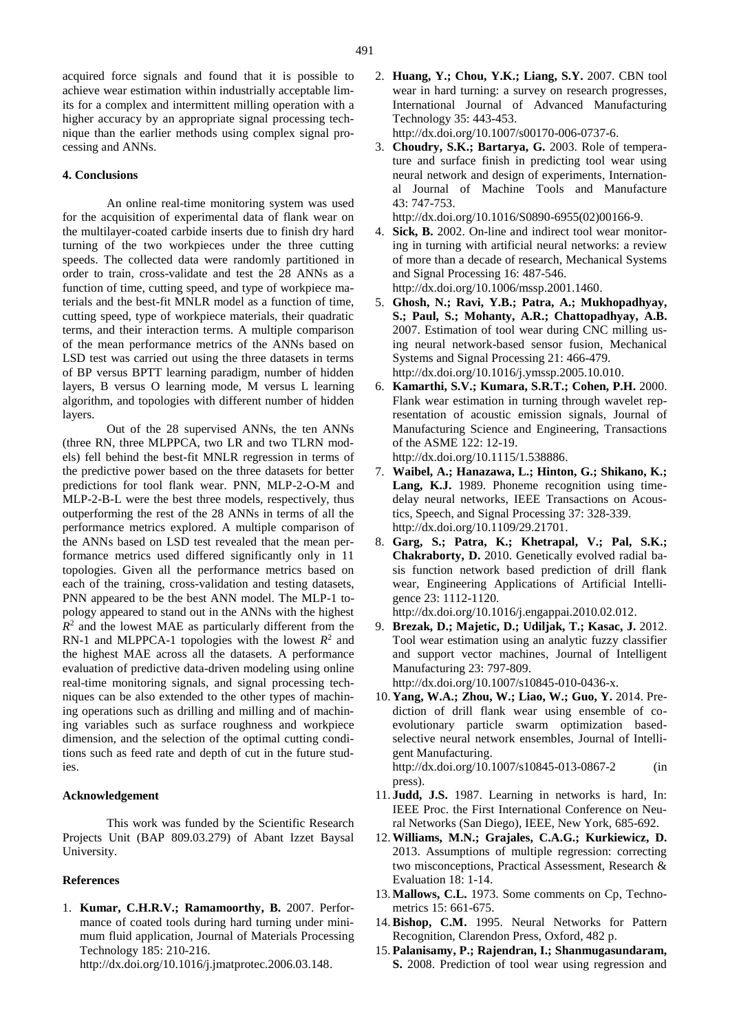acquired force signals and found that it is possible to achieve wear estimation within industrially acceptable limits for a complex and intermittent milling operation with a higher accuracy by an appropriate signal processing technique than the earlier methods using complex signal processing and ANNs.

## 4. Conclusions

An online real-time monitoring system was used for the acquisition of experimental data of flank wear on the multilayer-coated carbide inserts due to finish dry hard turning of the two workpieces under the three cutting speeds. The collected data were randomly partitioned in order to train, cross-validate and test the 28 ANNs as a function of time, cutting speed, and type of workpiece materials and the best-fit MNLR model as a function of time, cutting speed, type of workpiece materials, their quadratic terms, and their interaction terms. A multiple comparison of the mean performance metrics of the ANNs based on LSD test was carried out using the three datasets in terms of BP versus BPTT learning paradigm, number of hidden layers, B versus O learning mode, M versus L learning algorithm, and topologies with different number of hidden layers.

Out of the 28 supervised ANNs, the ten ANNs (three RN, three MLPPCA, two LR and two TLRN models) fell behind the best-fit MNLR regression in terms of the predictive power based on the three datasets for better predictions for tool flank wear. PNN, MLP-2-O-M and MLP-2-B-L were the best three models, respectively, thus outperforming the rest of the 28 ANNs in terms of all the performance metrics explored. A multiple comparison of the ANNs based on LSD test revealed that the mean performance metrics used differed significantly only in 11 topologies. Given all the performance metrics based on each of the training, cross-validation and testing datasets, PNN appeared to be the best ANN model. The MLP-1 topology appeared to stand out in the ANNs with the highest $R^2$ and the lowest MAE as particularly different from the RN-1 and MLPPCA-1 topologies with the lowest $R^2$ and the highest MAE across all the datasets. A performance evaluation of predictive data-driven modeling using online real-time monitoring signals, and signal processing techniques can be also extended to the other types of machining operations such as drilling and milling and of machining variables such as surface roughness and workpiece dimension, and the selection of the optimal cutting conditions such as feed rate and depth of cut in the future studies.

## Acknowledgement

This work was funded by the Scientific Research Projects Unit (BAP 809.03.279) of Abant Izzet Baysal University.

## References

1. **Kumar, C.H.R.V.; Ramamoorthy, B.** 2007. Performance of coated tools during hard turning under minimum fluid application, Journal of Materials Processing Technology 185: 210-216. http://dx.doi.org/10.1016/j.jmatprotec.2006.03.148.
2. **Huang, Y.; Chou, Y.K.; Liang, S.Y.** 2007. CBN tool wear in hard turning: a survey on research progresses, International Journal of Advanced Manufacturing Technology 35: 443-453. http://dx.doi.org/10.1007/s00170-006-0737-6.
3. **Choudry, S.K.; Bartarya, G.** 2003. Role of temperature and surface finish in predicting tool wear using neural network and design of experiments, International Journal of Machine Tools and Manufacture 43: 747-753. http://dx.doi.org/10.1016/S0890-6955(02)00166-9.
4. **Sick, B.** 2002. On-line and indirect tool wear monitoring in turning with artificial neural networks: a review of more than a decade of research, Mechanical Systems and Signal Processing 16: 487-546. http://dx.doi.org/10.1006/mssp.2001.1460.
5. **Ghosh, N.; Ravi, Y.B.; Patra, A.; Mukhopadhyay, S.; Paul, S.; Mohanty, A.R.; Chattopadhyay, A.B.** 2007. Estimation of tool wear during CNC milling using neural network-based sensor fusion, Mechanical Systems and Signal Processing 21: 466-479. http://dx.doi.org/10.1016/j.ymssp.2005.10.010.
6. **Kamarthi, S.V.; Kumara, S.R.T.; Cohen, P.H.** 2000. Flank wear estimation in turning through wavelet representation of acoustic emission signals, Journal of Manufacturing Science and Engineering, Transactions of the ASME 122: 12-19. http://dx.doi.org/10.1115/1.538886.
7. **Waibel, A.; Hanazawa, L.; Hinton, G.; Shikano, K.; Lang, K.J.** 1989. Phoneme recognition using time-delay neural networks, IEEE Transactions on Acoustics, Speech, and Signal Processing 37: 328-339. http://dx.doi.org/10.1109/29.21701.
8. **Garg, S.; Patra, K.; Khetrapal, V.; Pal, S.K.; Chakraborty, D.** 2010. Genetically evolved radial basis function network based prediction of drill flank wear, Engineering Applications of Artificial Intelligence 23: 1112-1120. http://dx.doi.org/10.1016/j.engappai.2010.02.012.
9. **Brezak, D.; Majetic, D.; Udiljak, T.; Kasac, J.** 2012. Tool wear estimation using an analytic fuzzy classifier and support vector machines, Journal of Intelligent Manufacturing 23: 797-809. http://dx.doi.org/10.1007/s10845-010-0436-x.
10. **Yang, W.A.; Zhou, W.; Liao, W.; Guo, Y.** 2014. Prediction of drill flank wear using ensemble of co-evolutionary particle swarm optimization based-selective neural network ensembles, Journal of Intelligent Manufacturing. http://dx.doi.org/10.1007/s10845-013-0867-2 (in press).
11. **Judd, J.S.** 1987. Learning in networks is hard, In: IEEE Proc. the First International Conference on Neural Networks (San Diego), IEEE, New York, 685-692.
12. **Williams, M.N.; Grajales, C.A.G.; Kurkiewicz, D.** 2013. Assumptions of multiple regression: correcting two misconceptions, Practical Assessment, Research & Evaluation 18: 1-14.
13. **Mallows, C.L.** 1973. Some comments on Cp, Technometrics 15: 661-675.
14. **Bishop, C.M.** 1995. Neural Networks for Pattern Recognition, Clarendon Press, Oxford, 482 p.
15. **Palanisamy, P.; Rajendran, I.; Shanmugasundaram, S.** 2008. Prediction of tool wear using regression and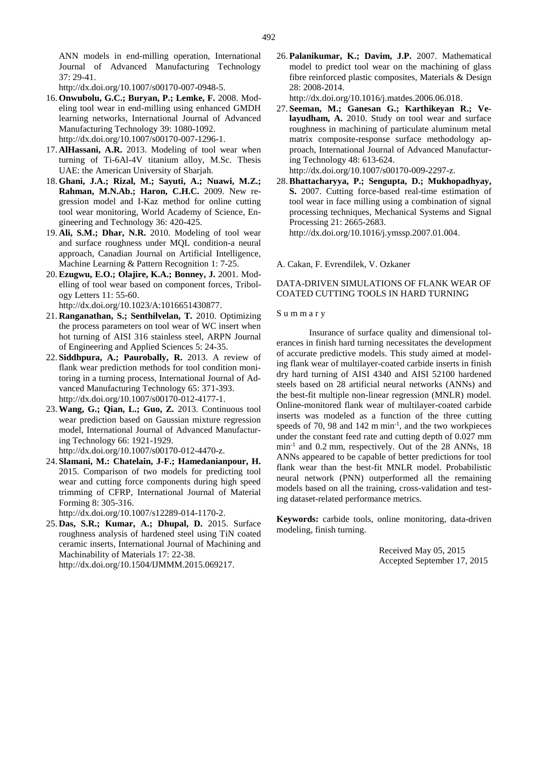ANN models in end-milling operation, International Journal of Advanced Manufacturing Technology 37: 29-41. http://dx.doi.org/10.1007/s00170-007-0948-5.

16. **Onwubolu, G.C.; Buryan, P.; Lemke, F.** 2008. Modeling tool wear in end-milling using enhanced GMDH learning networks, International Journal of Advanced Manufacturing Technology 39: 1080-1092. http://dx.doi.org/10.1007/s00170-007-1296-1.
17. **AlHassani, A.R.** 2013. Modeling of tool wear when turning of Ti-6Al-4V titanium alloy, M.Sc. Thesis UAE: the American University of Sharjah.
18. **Ghani, J.A.; Rizal, M.; Sayuti, A.; Nuawi, M.Z.; Rahman, M.N.Ab.; Haron, C.H.C.** 2009. New regression model and I-Kaz method for online cutting tool wear monitoring, World Academy of Science, Engineering and Technology 36: 420-425.
19. **Ali, S.M.; Dhar, N.R.** 2010. Modeling of tool wear and surface roughness under MQL condition-a neural approach, Canadian Journal on Artificial Intelligence, Machine Learning & Pattern Recognition 1: 7-25.
20. **Ezugwu, E.O.; Olajire, K.A.; Bonney, J.** 2001. Modelling of tool wear based on component forces, Tribology Letters 11: 55-60. http://dx.doi.org/10.1023/A:1016651430877.
21. **Ranganathan, S.; Senthilvelan, T.** 2010. Optimizing the process parameters on tool wear of WC insert when hot turning of AISI 316 stainless steel, ARPN Journal of Engineering and Applied Sciences 5: 24-35.
22. **Siddhpura, A.; Paurobally, R.** 2013. A review of flank wear prediction methods for tool condition monitoring in a turning process, International Journal of Advanced Manufacturing Technology 65: 371-393. http://dx.doi.org/10.1007/s00170-012-4177-1.
23. **Wang, G.; Qian, L.; Guo, Z.** 2013. Continuous tool wear prediction based on Gaussian mixture regression model, International Journal of Advanced Manufacturing Technology 66: 1921-1929. http://dx.doi.org/10.1007/s00170-012-4470-z.
24. **Slamani, M.: Chatelain, J-F.; Hamedanianpour, H.** 2015. Comparison of two models for predicting tool wear and cutting force components during high speed trimming of CFRP, International Journal of Material Forming 8: 305-316. http://dx.doi.org/10.1007/s12289-014-1170-2.
25. **Das, S.R.; Kumar, A.; Dhupal, D.** 2015. Surface roughness analysis of hardened steel using TiN coated ceramic inserts, International Journal of Machining and Machinability of Materials 17: 22-38. http://dx.doi.org/10.1504/IJMMM.2015.069217.
26. **Palanikumar, K.; Davim, J.P.** 2007. Mathematical model to predict tool wear on the machining of glass fibre reinforced plastic composites, Materials & Design 28: 2008-2014. http://dx.doi.org/10.1016/j.matdes.2006.06.018.
27. **Seeman, M.; Ganesan G.; Karthikeyan R.; Velayudham, A.** 2010. Study on tool wear and surface roughness in machining of particulate aluminum metal matrix composite-response surface methodology approach, International Journal of Advanced Manufacturing Technology 48: 613-624. http://dx.doi.org/10.1007/s00170-009-2297-z.
28. **Bhattacharyya, P.; Sengupta, D.; Mukhopadhyay, S.** 2007. Cutting force-based real-time estimation of tool wear in face milling using a combination of signal processing techniques, Mechanical Systems and Signal Processing 21: 2665-2683. http://dx.doi.org/10.1016/j.ymssp.2007.01.004.

A. Cakan, F. Evrendilek, V. Ozkaner

DATA-DRIVEN SIMULATIONS OF FLANK WEAR OF COATED CUTTING TOOLS IN HARD TURNING

S u m m a r y

Insurance of surface quality and dimensional tolerances in finish hard turning necessitates the development of accurate predictive models. This study aimed at modeling flank wear of multilayer-coated carbide inserts in finish dry hard turning of AISI 4340 and AISI 52100 hardened steels based on 28 artificial neural networks (ANNs) and the best-fit multiple non-linear regression (MNLR) model. Online-monitored flank wear of multilayer-coated carbide inserts was modeled as a function of the three cutting speeds of 70, 98 and 142 m $min^{-1}$, and the two workpieces under the constant feed rate and cutting depth of 0.027 mm $min^{-1}$ and 0.2 mm, respectively. Out of the 28 ANNs, 18 ANNs appeared to be capable of better predictions for tool flank wear than the best-fit MNLR model. Probabilistic neural network (PNN) outperformed all the remaining models based on all the training, cross-validation and testing dataset-related performance metrics.

**Keywords:** carbide tools, online monitoring, data-driven modeling, finish turning.

Received May 05, 2015
Accepted September 17, 2015